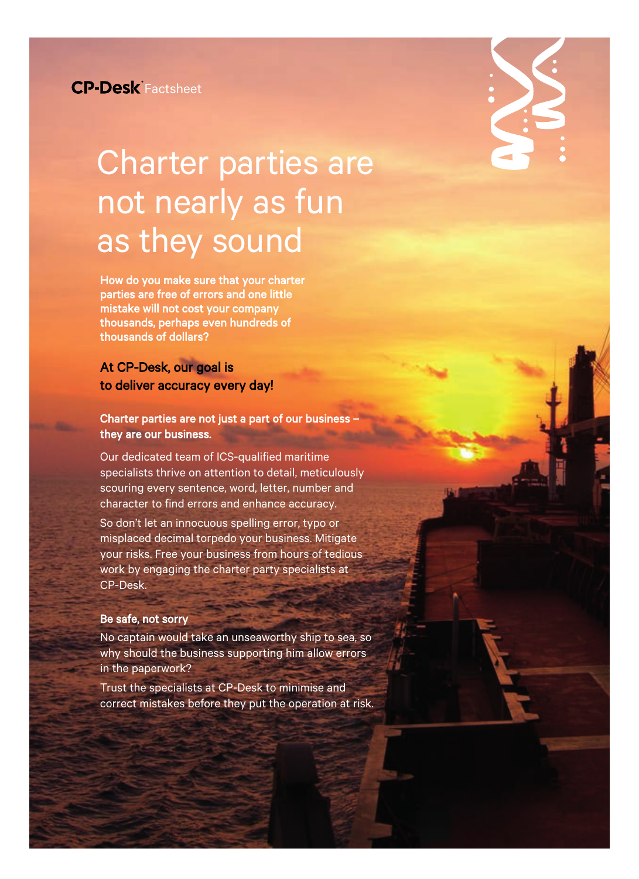CP-Desk Factsheet

# Charter parties are not nearly as fun as they sound

**How do you make sure that your charter parties are free of errors and one little mistake will not cost your company thousands, perhaps even hundreds of thousands of dollars?**

**At CP-Desk, our goal is to deliver accuracy every day!**

**Charter parties are not just a part of our business – they are our business.**

Our dedicated team of ICS-qualified maritime specialists thrive on attention to detail, meticulously scouring every sentence, word, letter, number and character to find errors and enhance accuracy.

So don't let an innocuous spelling error, typo or misplaced decimal torpedo your business. Mitigate your risks. Free your business from hours of tedious work by engaging the charter party specialists at CP-Desk.

**Be safe, not sorry**

No captain would take an unseaworthy ship to sea, so why should the business supporting him allow errors in the paperwork?

Trust the specialists at CP-Desk to minimise and correct mistakes before they put the operation at risk.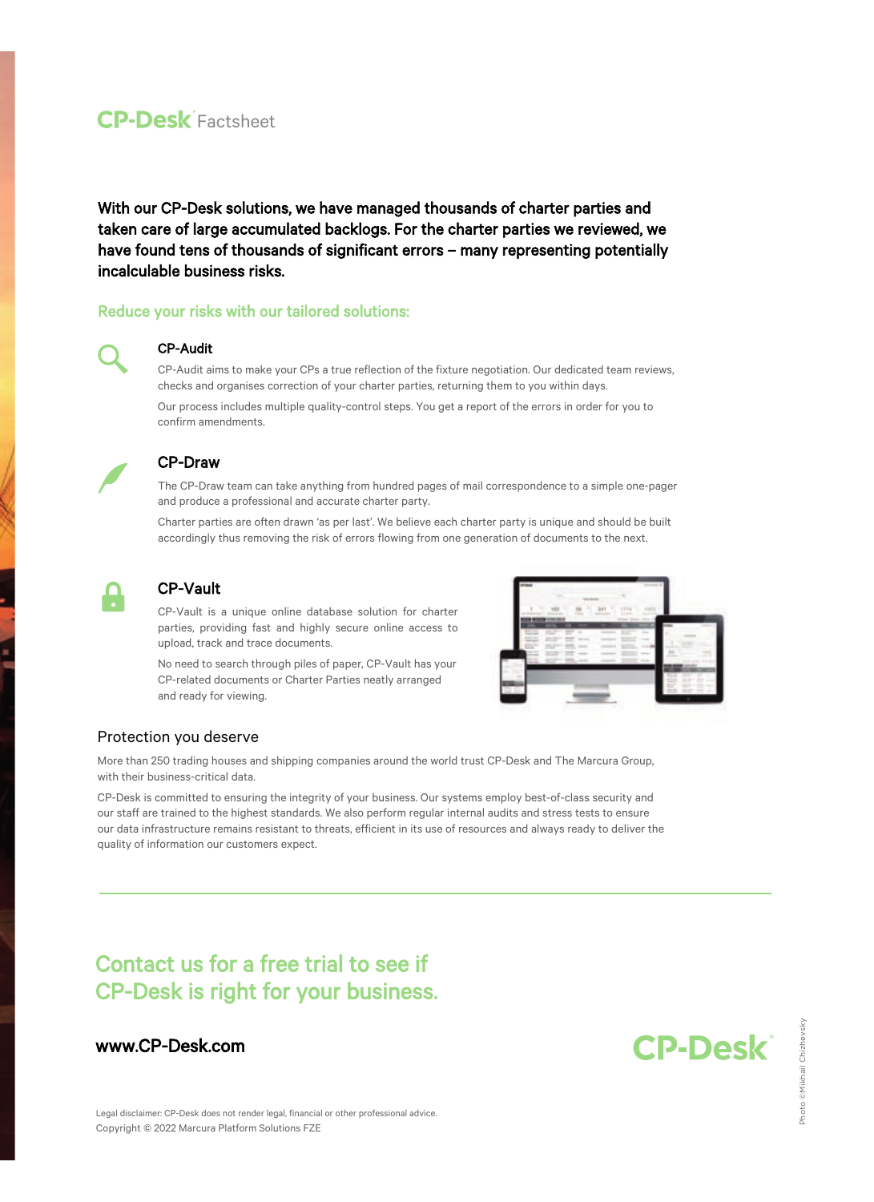# CP-Desk Factsheet

**With our CP-Desk solutions, we have managed thousands of charter parties and taken care of large accumulated backlogs. For the charter parties we reviewed, we have found tens of thousands of significant errors – many representing potentially incalculable business risks.**

## Reduce your risks with our tailored solutions:

### CP-Audit

CP-Audit aims to make your CPs a true reflection of the fixture negotiation. Our dedicated team reviews, checks and organises correction of your charter parties, returning them to you within days.

Our process includes multiple quality-control steps. You get a report of the errors in order for you to confirm amendments.

### CP-Draw

The CP-Draw team can take anything from hundred pages of mail correspondence to a simple one-pager and produce a professional and accurate charter party.

Charter parties are often drawn 'as per last'. We believe each charter party is unique and should be built accordingly thus removing the risk of errors flowing from one generation of documents to the next.

### CP-Vault

CP-Vault is a unique online database solution for charter parties, providing fast and highly secure online access to upload, track and trace documents.

No need to search through piles of paper, CP-Vault has your CP-related documents or Charter Parties neatly arranged and ready for viewing.

## Protection you deserve

More than 250 trading houses and shipping companies around the world trust CP-Desk and The Marcura Group, with their business-critical data.

CP-Desk is committed to ensuring the integrity of your business. Our systems employ best-of-class security and our staff are trained to the highest standards. We also perform regular internal audits and stress tests to ensure our data infrastructure remains resistant to threats, efficient in its use of resources and always ready to deliver the quality of information our customers expect.

---

## Contact us for a free trial to see if CP-Desk is right for your business.

**www.CP-Desk.com**

CP-Desk

Legal disclaimer: CP-Desk does not render legal, financial or other professional advice.
Copyright © 2022 Marcura Platform Solutions FZE

Photo ©Mikhail Chizhevsky